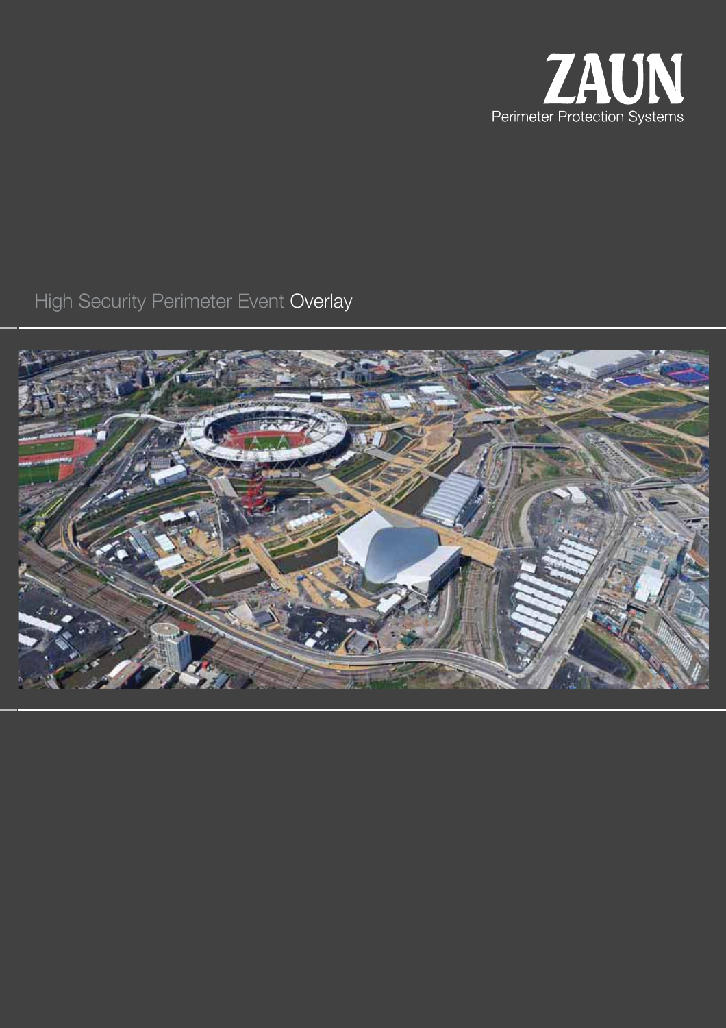# ZAUN

Perimeter Protection Systems

## High Security Perimeter Event Overlay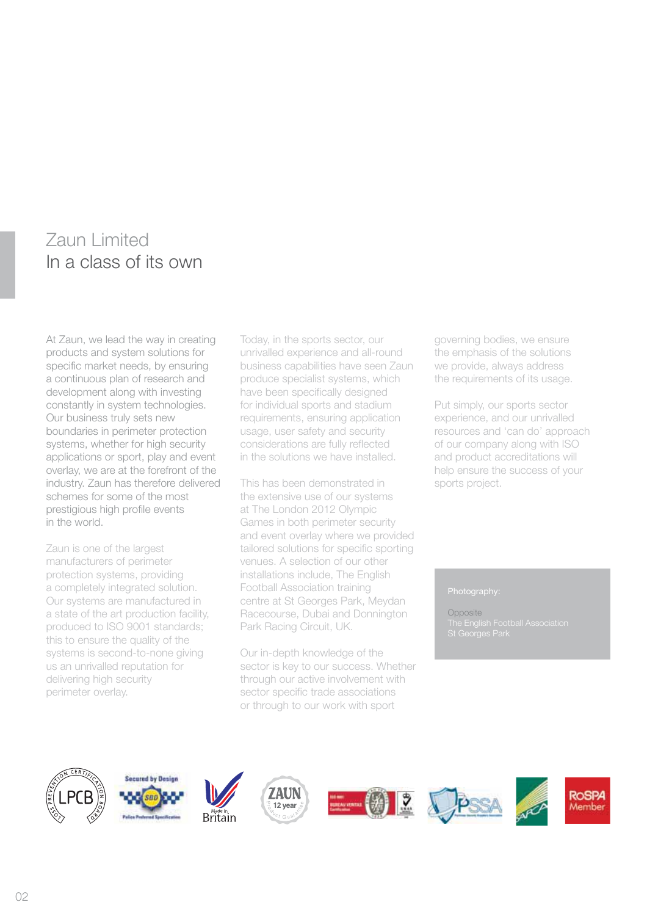# Zaun Limited
## In a class of its own

At Zaun, we lead the way in creating products and system solutions for specific market needs, by ensuring a continuous plan of research and development along with investing constantly in system technologies. Our business truly sets new boundaries in perimeter protection systems, whether for high security applications or sport, play and event overlay, we are at the forefront of the industry. Zaun has therefore delivered schemes for some of the most prestigious high profile events in the world.

Zaun is one of the largest manufacturers of perimeter protection systems, providing a completely integrated solution. Our systems are manufactured in a state of the art production facility, produced to ISO 9001 standards; this to ensure the quality of the systems is second-to-none giving us an unrivalled reputation for delivering high security perimeter overlay.

Today, in the sports sector, our unrivalled experience and all-round business capabilities have seen Zaun produce specialist systems, which have been specifically designed for individual sports and stadium requirements, ensuring application usage, user safety and security considerations are fully reflected in the solutions we have installed.

This has been demonstrated in the extensive use of our systems at The London 2012 Olympic Games in both perimeter security and event overlay where we provided tailored solutions for specific sporting venues. A selection of our other installations include, The English Football Association training centre at St Georges Park, Meydan Racecourse, Dubai and Donnington Park Racing Circuit, UK.

Our in-depth knowledge of the sector is key to our success. Whether through our active involvement with sector specific trade associations or through to our work with sport governing bodies, we ensure the emphasis of the solutions we provide, always address the requirements of its usage.

Put simply, our sports sector experience, and our unrivalled resources and 'can do' approach of our company along with ISO and product accreditations will help ensure the success of your sports project.

Photography:

Opposite
The English Football Association
St Georges Park

LPCB · Secured by Design · Made in Britain · ZAUN 12 year Product Guarantee · ISO 9001 Bureau Veritas Certification · PSSA · FA · RoSPA Member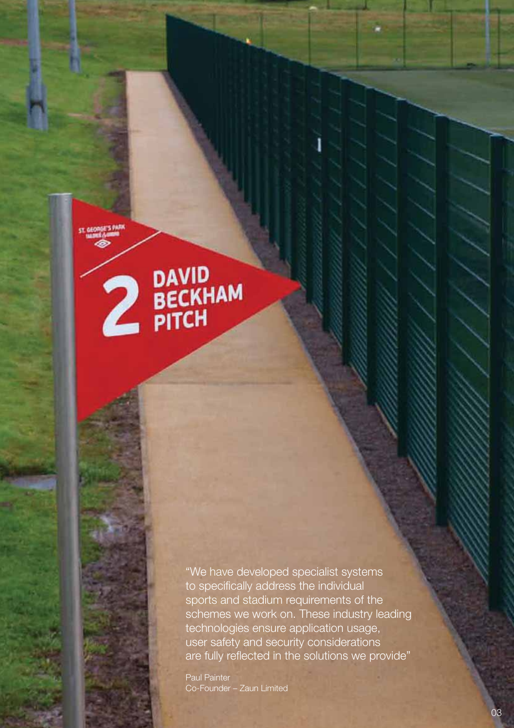"We have developed specialist systems to specifically address the individual sports and stadium requirements of the schemes we work on. These industry leading technologies ensure application usage, user safety and security considerations are fully reflected in the solutions we provide"

Paul Painter
Co-Founder – Zaun Limited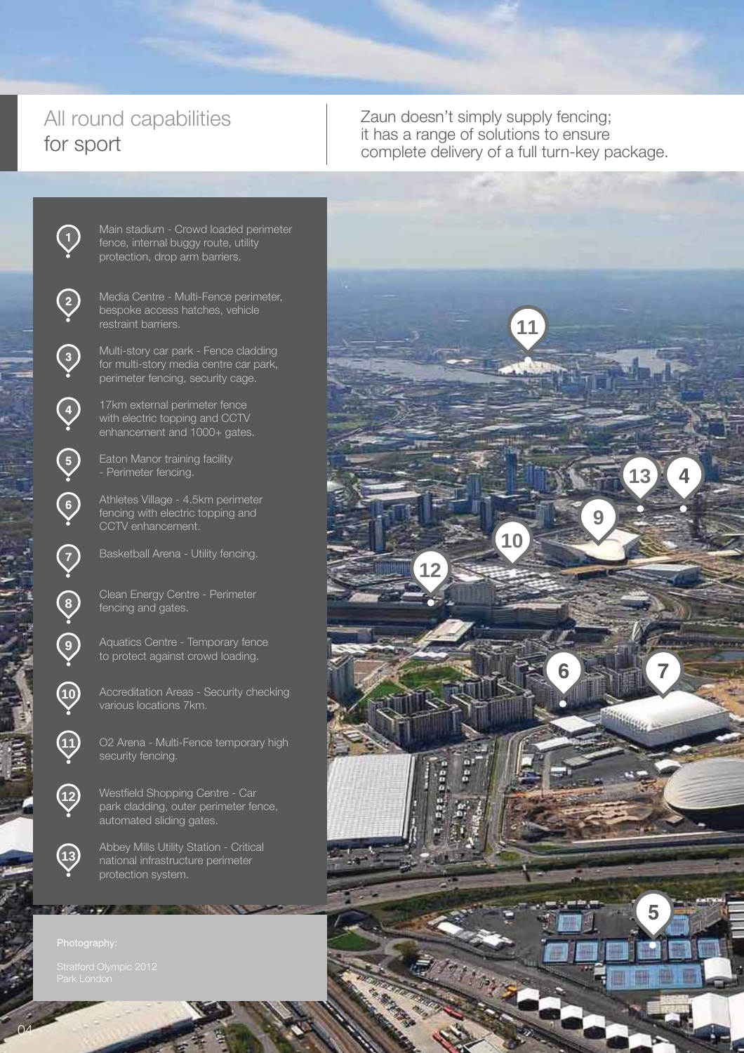# All round capabilities for sport

Zaun doesn't simply supply fencing; it has a range of solutions to ensure complete delivery of a full turn-key package.

1. Main stadium - Crowd loaded perimeter fence, internal buggy route, utility protection, drop arm barriers.
2. Media Centre - Multi-Fence perimeter, bespoke access hatches, vehicle restraint barriers.
3. Multi-story car park - Fence cladding for multi-story media centre car park, perimeter fencing, security cage.
4. 17km external perimeter fence with electric topping and CCTV enhancement and 1000+ gates.
5. Eaton Manor training facility - Perimeter fencing.
6. Athletes Village - 4.5km perimeter fencing with electric topping and CCTV enhancement.
7. Basketball Arena - Utility fencing.
8. Clean Energy Centre - Perimeter fencing and gates.
9. Aquatics Centre - Temporary fence to protect against crowd loading.
10. Accreditation Areas - Security checking various locations 7km.
11. O2 Arena - Multi-Fence temporary high security fencing.
12. Westfield Shopping Centre - Car park cladding, outer perimeter fence, automated sliding gates.
13. Abbey Mills Utility Station - Critical national infrastructure perimeter protection system.

Photography:

Stratford Olympic 2012 Park London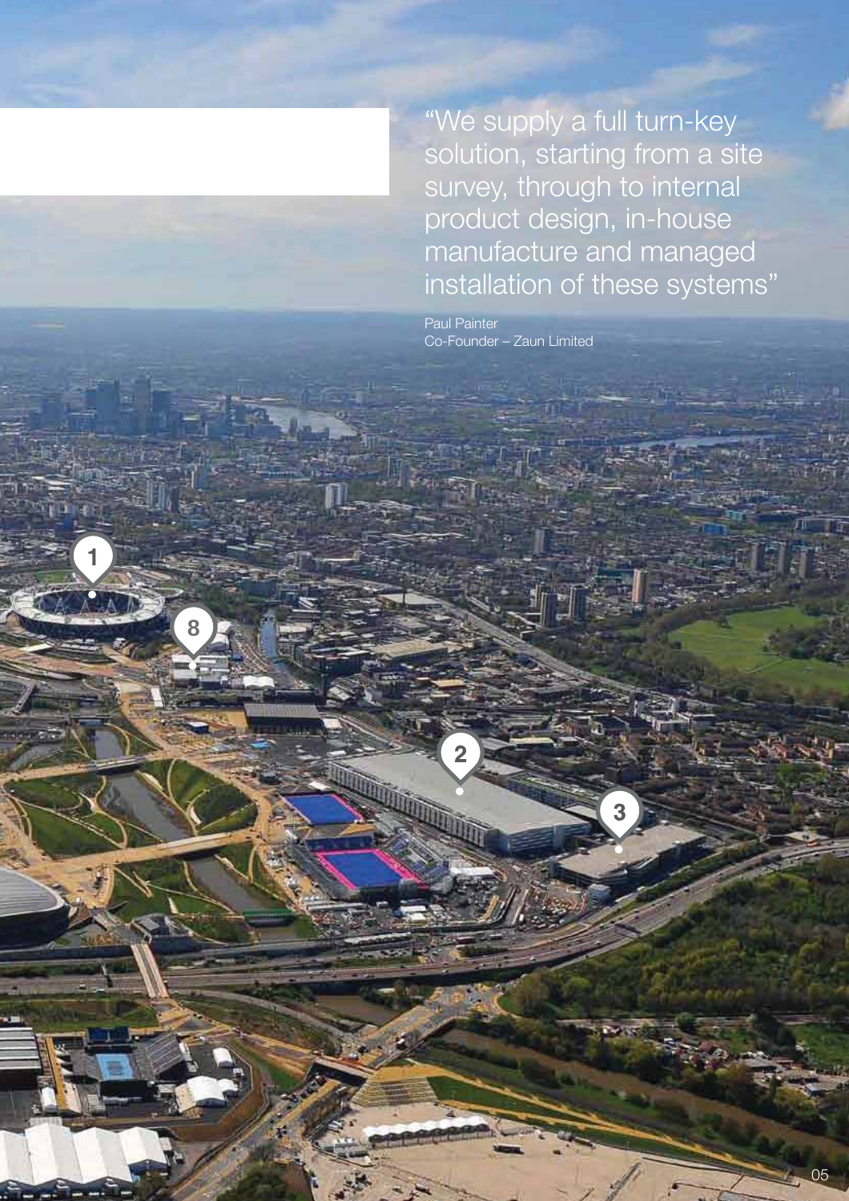"We supply a full turn-key solution, starting from a site survey, through to internal product design, in-house manufacture and managed installation of these systems"

Paul Painter
Co-Founder – Zaun Limited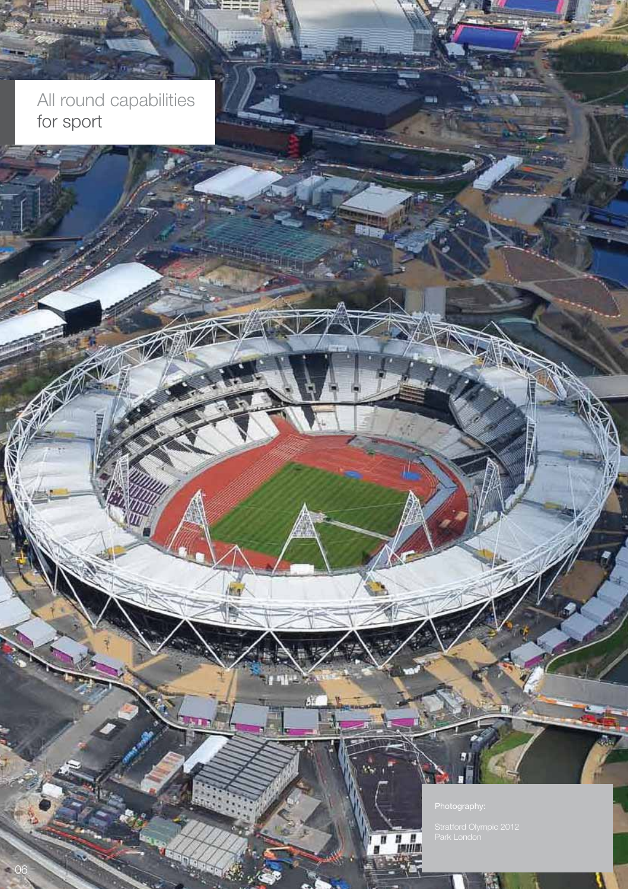# All round capabilities for sport

Photography:

Stratford Olympic 2012 Park London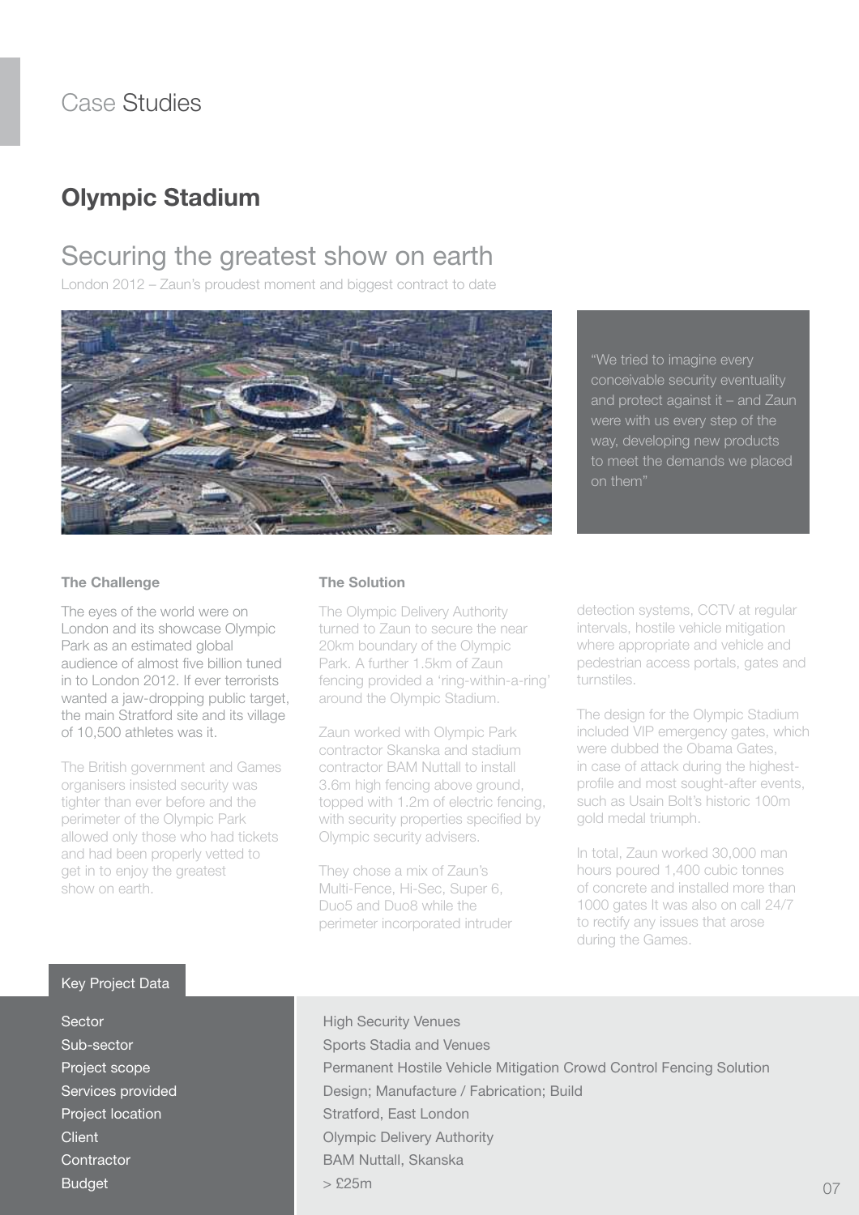# Case Studies

## Olympic Stadium

### Securing the greatest show on earth

London 2012 – Zaun's proudest moment and biggest contract to date

"We tried to imagine every conceivable security eventuality and protect against it – and Zaun were with us every step of the way, developing new products to meet the demands we placed on them"

#### The Challenge

The eyes of the world were on London and its showcase Olympic Park as an estimated global audience of almost five billion tuned in to London 2012. If ever terrorists wanted a jaw-dropping public target, the main Stratford site and its village of 10,500 athletes was it.

The British government and Games organisers insisted security was tighter than ever before and the perimeter of the Olympic Park allowed only those who had tickets and had been properly vetted to get in to enjoy the greatest show on earth.

#### The Solution

The Olympic Delivery Authority turned to Zaun to secure the near 20km boundary of the Olympic Park. A further 1.5km of Zaun fencing provided a 'ring-within-a-ring' around the Olympic Stadium.

Zaun worked with Olympic Park contractor Skanska and stadium contractor BAM Nuttall to install 3.6m high fencing above ground, topped with 1.2m of electric fencing, with security properties specified by Olympic security advisers.

They chose a mix of Zaun's Multi-Fence, Hi-Sec, Super 6, Duo5 and Duo8 while the perimeter incorporated intruder detection systems, CCTV at regular intervals, hostile vehicle mitigation where appropriate and vehicle and pedestrian access portals, gates and turnstiles.

The design for the Olympic Stadium included VIP emergency gates, which were dubbed the Obama Gates, in case of attack during the highest-profile and most sought-after events, such as Usain Bolt's historic 100m gold medal triumph.

In total, Zaun worked 30,000 man hours poured 1,400 cubic tonnes of concrete and installed more than 1000 gates It was also on call 24/7 to rectify any issues that arose during the Games.

#### Key Project Data

| | |
|---|---|
| Sector | High Security Venues |
| Sub-sector | Sports Stadia and Venues |
| Project scope | Permanent Hostile Vehicle Mitigation Crowd Control Fencing Solution |
| Services provided | Design; Manufacture / Fabrication; Build |
| Project location | Stratford, East London |
| Client | Olympic Delivery Authority |
| Contractor | BAM Nuttall, Skanska |
| Budget | > £25m |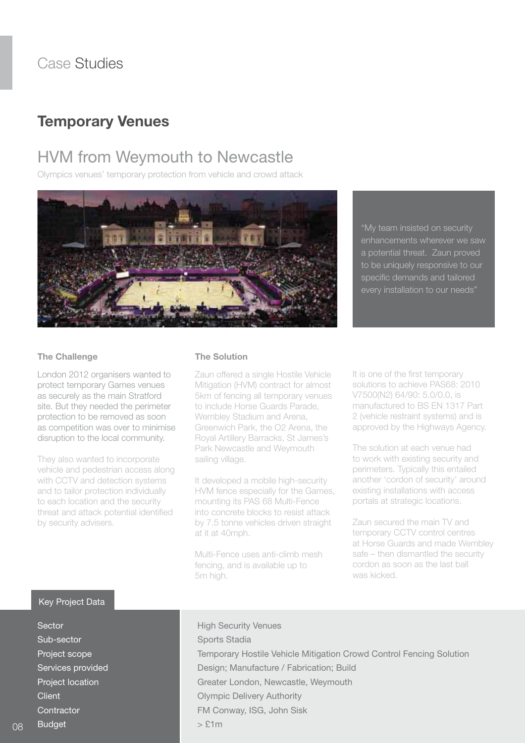# Case Studies

## Temporary Venues

## HVM from Weymouth to Newcastle

Olympics venues' temporary protection from vehicle and crowd attack

"My team insisted on security enhancements wherever we saw a potential threat. Zaun proved to be uniquely responsive to our specific demands and tailored every installation to our needs"

### The Challenge

London 2012 organisers wanted to protect temporary Games venues as securely as the main Stratford site. But they needed the perimeter protection to be removed as soon as competition was over to minimise disruption to the local community.

They also wanted to incorporate vehicle and pedestrian access along with CCTV and detection systems and to tailor protection individually to each location and the security threat and attack potential identified by security advisers.

### The Solution

Zaun offered a single Hostile Vehicle Mitigation (HVM) contract for almost 5km of fencing all temporary venues to include Horse Guards Parade, Wembley Stadium and Arena, Greenwich Park, the O2 Arena, the Royal Artillery Barracks, St James's Park Newcastle and Weymouth sailing village.

It developed a mobile high-security HVM fence especially for the Games, mounting its PAS 68 Multi-Fence into concrete blocks to resist attack by 7.5 tonne vehicles driven straight at it at 40mph.

Multi-Fence uses anti-climb mesh fencing, and is available up to 5m high.

It is one of the first temporary solutions to achieve PAS68: 2010 V7500(N2) 64/90: 5.0/0.0, is manufactured to BS EN 1317 Part 2 (vehicle restraint systems) and is approved by the Highways Agency.

The solution at each venue had to work with existing security and perimeters. Typically this entailed another 'cordon of security' around existing installations with access portals at strategic locations.

Zaun secured the main TV and temporary CCTV control centres at Horse Guards and made Wembley safe – then dismantled the security cordon as soon as the last ball was kicked.

### Key Project Data

| | |
|---|---|
| Sector | High Security Venues |
| Sub-sector | Sports Stadia |
| Project scope | Temporary Hostile Vehicle Mitigation Crowd Control Fencing Solution |
| Services provided | Design; Manufacture / Fabrication; Build |
| Project location | Greater London, Newcastle, Weymouth |
| Client | Olympic Delivery Authority |
| Contractor | FM Conway, ISG, John Sisk |
| Budget | > £1m |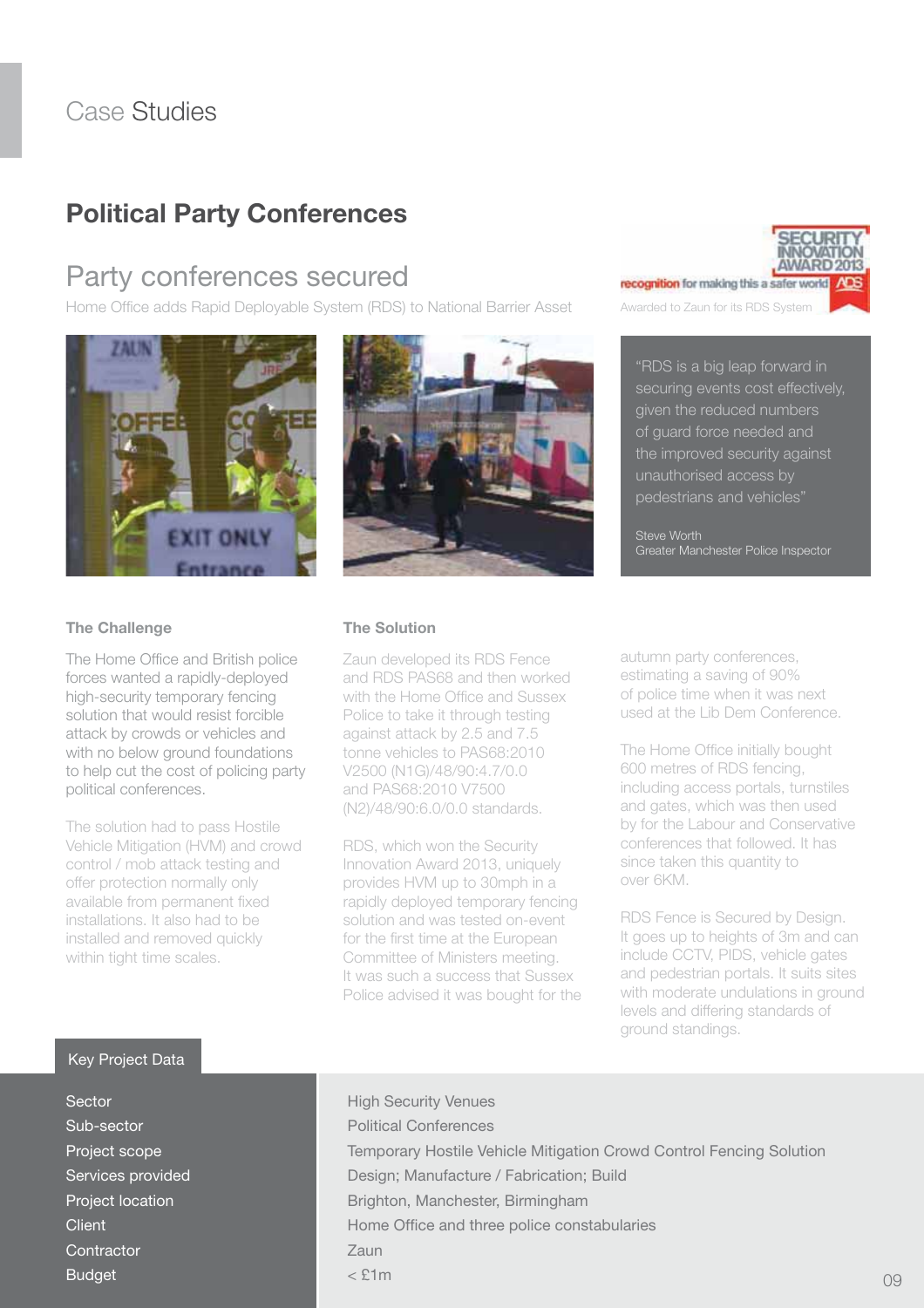Case Studies

## Political Party Conferences

### Party conferences secured

Home Office adds Rapid Deployable System (RDS) to National Barrier Asset

SECURITY INNOVATION AWARD 2013 — recognition for making this a safer world

Awarded to Zaun for its RDS System

> "RDS is a big leap forward in securing events cost effectively, given the reduced numbers of guard force needed and the improved security against unauthorised access by pedestrians and vehicles"
>
> Steve Worth
> Greater Manchester Police Inspector

#### The Challenge

The Home Office and British police forces wanted a rapidly-deployed high-security temporary fencing solution that would resist forcible attack by crowds or vehicles and with no below ground foundations to help cut the cost of policing party political conferences.

The solution had to pass Hostile Vehicle Mitigation (HVM) and crowd control / mob attack testing and offer protection normally only available from permanent fixed installations. It also had to be installed and removed quickly within tight time scales.

#### The Solution

Zaun developed its RDS Fence and RDS PAS68 and then worked with the Home Office and Sussex Police to take it through testing against attack by 2.5 and 7.5 tonne vehicles to PAS68:2010 V2500 (N1G)/48/90:4.7/0.0 and PAS68:2010 V7500 (N2)/48/90:6.0/0.0 standards.

RDS, which won the Security Innovation Award 2013, uniquely provides HVM up to 30mph in a rapidly deployed temporary fencing solution and was tested on-event for the first time at the European Committee of Ministers meeting. It was such a success that Sussex Police advised it was bought for the autumn party conferences, estimating a saving of 90% of police time when it was next used at the Lib Dem Conference.

The Home Office initially bought 600 metres of RDS fencing, including access portals, turnstiles and gates, which was then used by for the Labour and Conservative conferences that followed. It has since taken this quantity to over 6KM.

RDS Fence is Secured by Design. It goes up to heights of 3m and can include CCTV, PIDS, vehicle gates and pedestrian portals. It suits sites with moderate undulations in ground levels and differing standards of ground standings.

#### Key Project Data

| | |
|---|---|
| Sector | High Security Venues |
| Sub-sector | Political Conferences |
| Project scope | Temporary Hostile Vehicle Mitigation Crowd Control Fencing Solution |
| Services provided | Design; Manufacture / Fabrication; Build |
| Project location | Brighton, Manchester, Birmingham |
| Client | Home Office and three police constabularies |
| Contractor | Zaun |
| Budget | < £1m |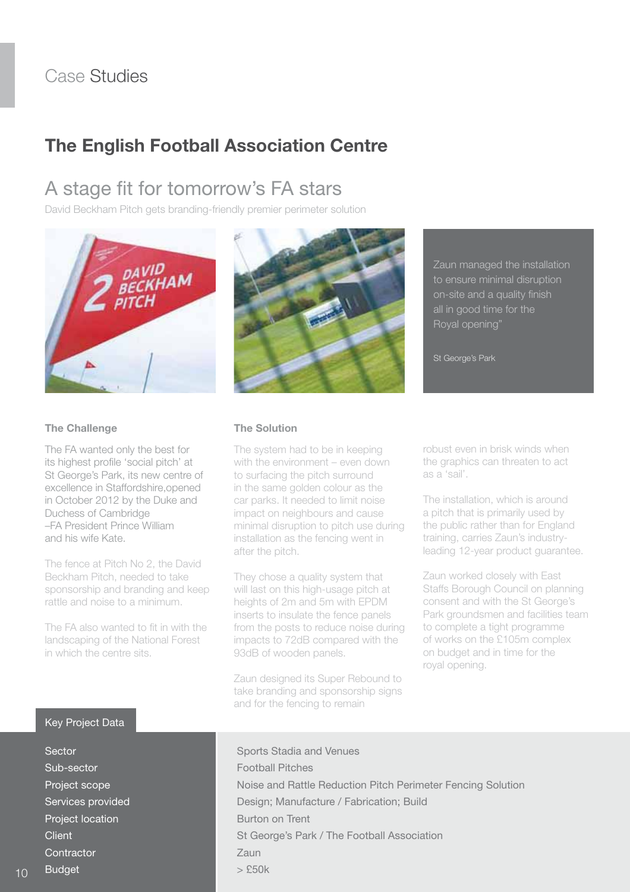# Case Studies

## The English Football Association Centre

### A stage fit for tomorrow's FA stars

David Beckham Pitch gets branding-friendly premier perimeter solution

> Zaun managed the installation to ensure minimal disruption on-site and a quality finish all in good time for the Royal opening"
>
> St George's Park

#### The Challenge

The FA wanted only the best for its highest profile 'social pitch' at St George's Park, its new centre of excellence in Staffordshire,opened in October 2012 by the Duke and Duchess of Cambridge –FA President Prince William and his wife Kate.

The fence at Pitch No 2, the David Beckham Pitch, needed to take sponsorship and branding and keep rattle and noise to a minimum.

The FA also wanted to fit in with the landscaping of the National Forest in which the centre sits.

#### The Solution

The system had to be in keeping with the environment – even down to surfacing the pitch surround in the same golden colour as the car parks. It needed to limit noise impact on neighbours and cause minimal disruption to pitch use during installation as the fencing went in after the pitch.

They chose a quality system that will last on this high-usage pitch at heights of 2m and 5m with EPDM inserts to insulate the fence panels from the posts to reduce noise during impacts to 72dB compared with the 93dB of wooden panels.

Zaun designed its Super Rebound to take branding and sponsorship signs and for the fencing to remain robust even in brisk winds when the graphics can threaten to act as a 'sail'.

The installation, which is around a pitch that is primarily used by the public rather than for England training, carries Zaun's industry-leading 12-year product guarantee.

Zaun worked closely with East Staffs Borough Council on planning consent and with the St George's Park groundsmen and facilities team to complete a tight programme of works on the £105m complex on budget and in time for the royal opening.

#### Key Project Data

| | |
|---|---|
| Sector | Sports Stadia and Venues |
| Sub-sector | Football Pitches |
| Project scope | Noise and Rattle Reduction Pitch Perimeter Fencing Solution |
| Services provided | Design; Manufacture / Fabrication; Build |
| Project location | Burton on Trent |
| Client | St George's Park / The Football Association |
| Contractor | Zaun |
| Budget | > £50k |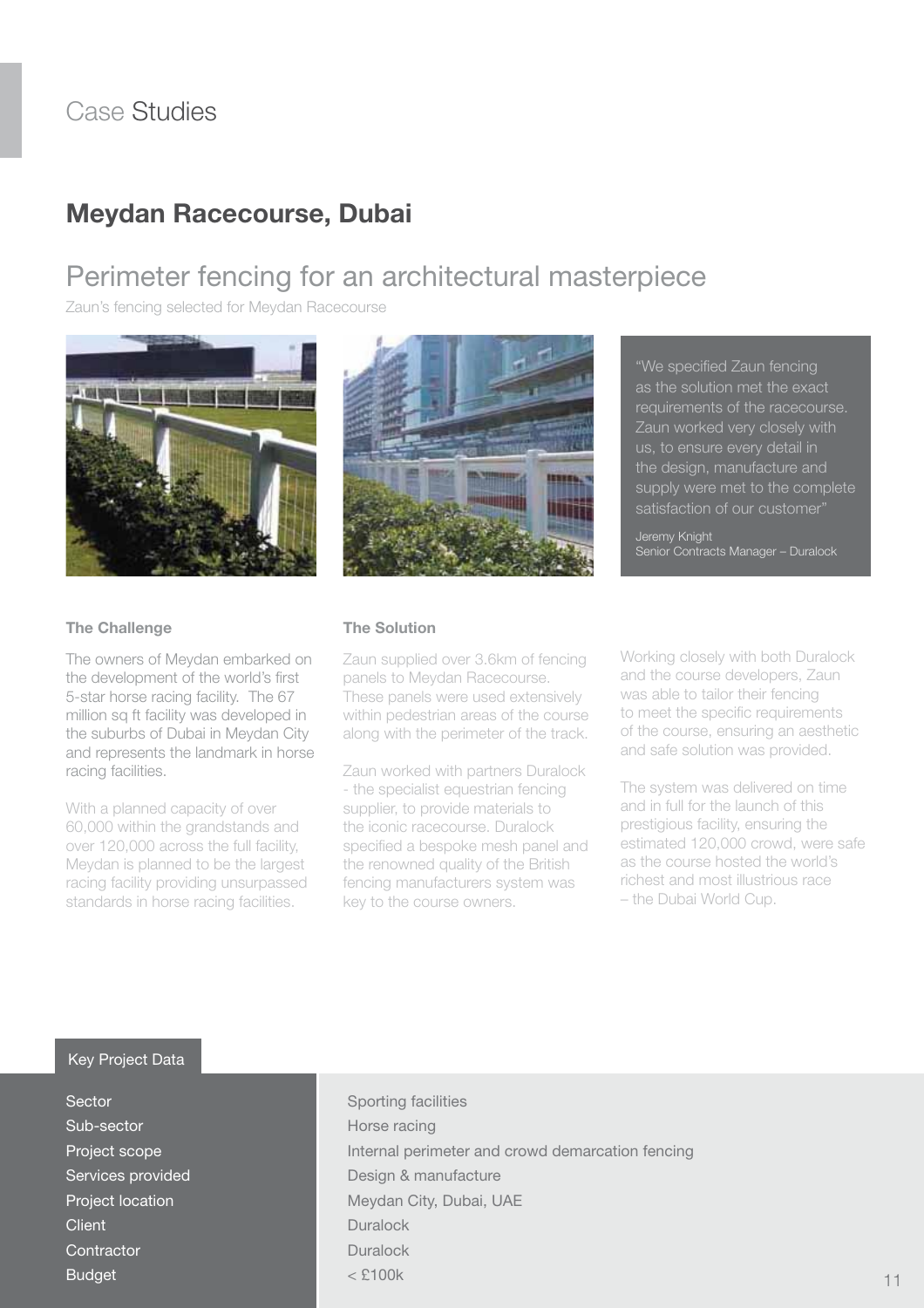# Case Studies

## Meydan Racecourse, Dubai

## Perimeter fencing for an architectural masterpiece

Zaun's fencing selected for Meydan Racecourse

"We specified Zaun fencing as the solution met the exact requirements of the racecourse. Zaun worked very closely with us, to ensure every detail in the design, manufacture and supply were met to the complete satisfaction of our customer"

Jeremy Knight
Senior Contracts Manager – Duralock

### The Challenge

The owners of Meydan embarked on the development of the world's first 5-star horse racing facility. The 67 million sq ft facility was developed in the suburbs of Dubai in Meydan City and represents the landmark in horse racing facilities.

With a planned capacity of over 60,000 within the grandstands and over 120,000 across the full facility, Meydan is planned to be the largest racing facility providing unsurpassed standards in horse racing facilities.

### The Solution

Zaun supplied over 3.6km of fencing panels to Meydan Racecourse. These panels were used extensively within pedestrian areas of the course along with the perimeter of the track.

Zaun worked with partners Duralock - the specialist equestrian fencing supplier, to provide materials to the iconic racecourse. Duralock specified a bespoke mesh panel and the renowned quality of the British fencing manufacturers system was key to the course owners.

Working closely with both Duralock and the course developers, Zaun was able to tailor their fencing to meet the specific requirements of the course, ensuring an aesthetic and safe solution was provided.

The system was delivered on time and in full for the launch of this prestigious facility, ensuring the estimated 120,000 crowd, were safe as the course hosted the world's richest and most illustrious race – the Dubai World Cup.

### Key Project Data

| | |
|---|---|
| Sector | Sporting facilities |
| Sub-sector | Horse racing |
| Project scope | Internal perimeter and crowd demarcation fencing |
| Services provided | Design & manufacture |
| Project location | Meydan City, Dubai, UAE |
| Client | Duralock |
| Contractor | Duralock |
| Budget | < £100k |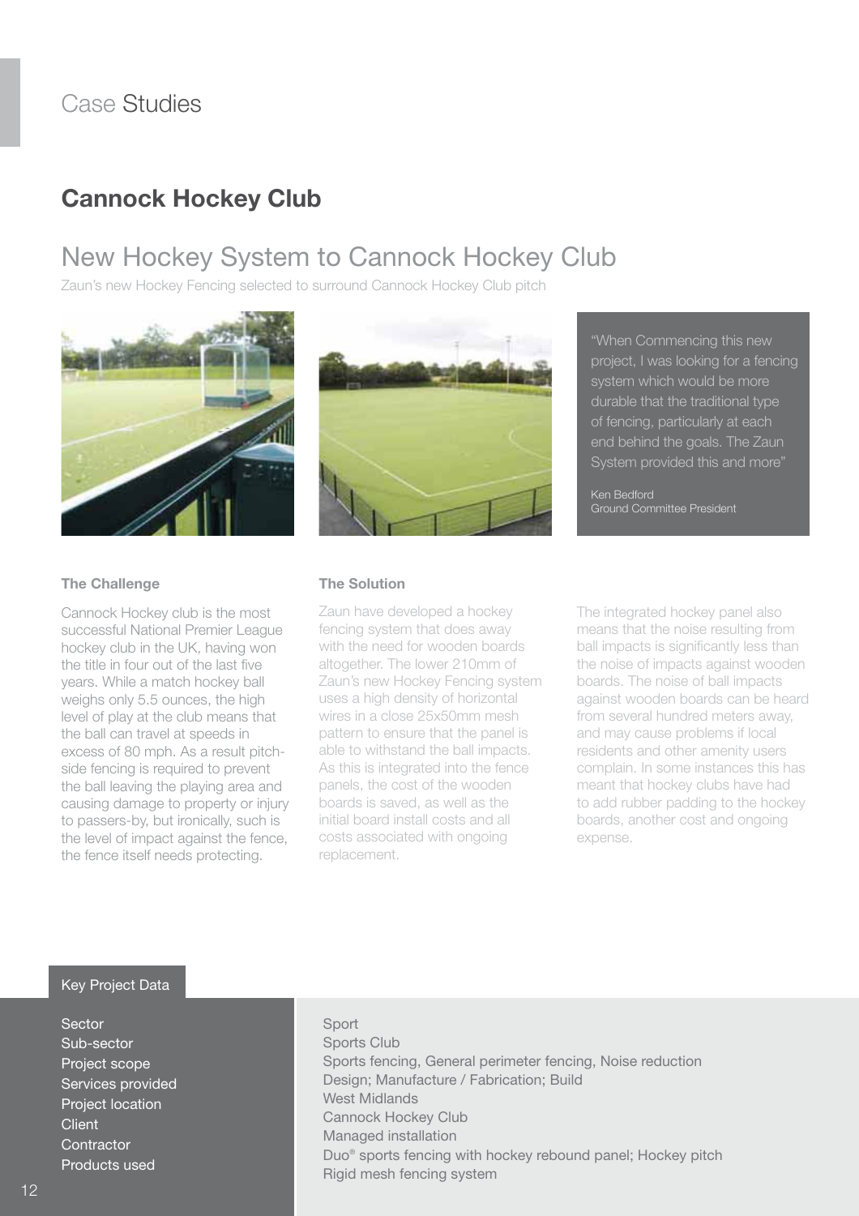# Case Studies

## Cannock Hockey Club

### New Hockey System to Cannock Hockey Club

Zaun's new Hockey Fencing selected to surround Cannock Hockey Club pitch

"When Commencing this new project, I was looking for a fencing system which would be more durable that the traditional type of fencing, particularly at each end behind the goals. The Zaun System provided this and more"

Ken Bedford
Ground Committee President

**The Challenge**

Cannock Hockey club is the most successful National Premier League hockey club in the UK, having won the title in four out of the last five years. While a match hockey ball weighs only 5.5 ounces, the high level of play at the club means that the ball can travel at speeds in excess of 80 mph. As a result pitch-side fencing is required to prevent the ball leaving the playing area and causing damage to property or injury to passers-by, but ironically, such is the level of impact against the fence, the fence itself needs protecting.

**The Solution**

Zaun have developed a hockey fencing system that does away with the need for wooden boards altogether. The lower 210mm of Zaun's new Hockey Fencing system uses a high density of horizontal wires in a close 25x50mm mesh pattern to ensure that the panel is able to withstand the ball impacts. As this is integrated into the fence panels, the cost of the wooden boards is saved, as well as the initial board install costs and all costs associated with ongoing replacement.

The integrated hockey panel also means that the noise resulting from ball impacts is significantly less than the noise of impacts against wooden boards. The noise of ball impacts against wooden boards can be heard from several hundred meters away, and may cause problems if local residents and other amenity users complain. In some instances this has meant that hockey clubs have had to add rubber padding to the hockey boards, another cost and ongoing expense.

**Key Project Data**

| | |
|---|---|
| Sector | Sport |
| Sub-sector | Sports Club |
| Project scope | Sports fencing, General perimeter fencing, Noise reduction |
| Services provided | Design; Manufacture / Fabrication; Build |
| Project location | West Midlands |
| Client | Cannock Hockey Club |
| Contractor | Managed installation |
| Products used | Duo® sports fencing with hockey rebound panel; Hockey pitch Rigid mesh fencing system |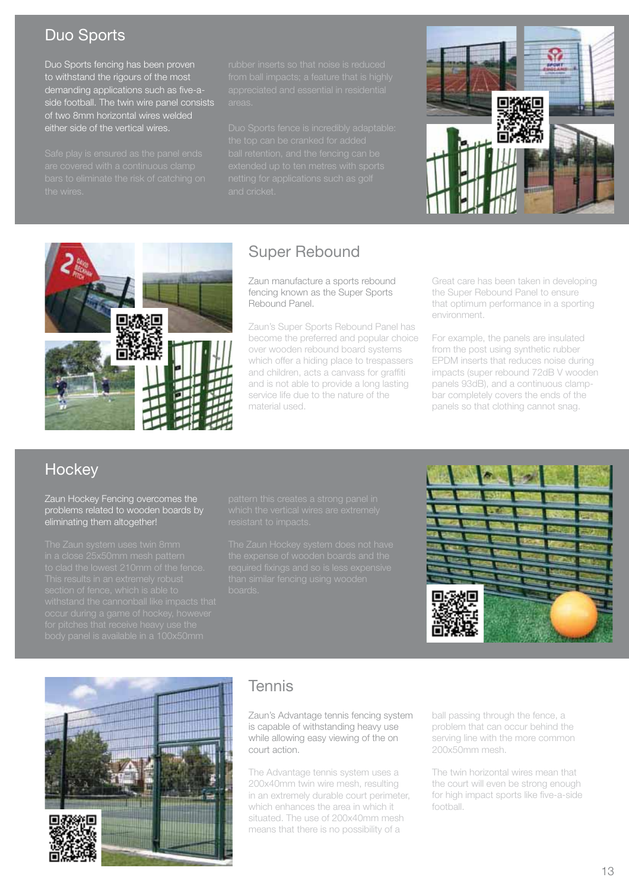## Duo Sports

Duo Sports fencing has been proven to withstand the rigours of the most demanding applications such as five-a-side football. The twin wire panel consists of two 8mm horizontal wires welded either side of the vertical wires.

Safe play is ensured as the panel ends are covered with a continuous clamp bars to eliminate the risk of catching on the wires.

rubber inserts so that noise is reduced from ball impacts; a feature that is highly appreciated and essential in residential areas.

Duo Sports fence is incredibly adaptable: the top can be cranked for added ball retention, and the fencing can be extended up to ten metres with sports netting for applications such as golf and cricket.

## Super Rebound

Zaun manufacture a sports rebound fencing known as the Super Sports Rebound Panel.

Zaun's Super Sports Rebound Panel has become the preferred and popular choice over wooden rebound board systems which offer a hiding place to trespassers and children, acts a canvass for graffiti and is not able to provide a long lasting service life due to the nature of the material used.

Great care has been taken in developing the Super Rebound Panel to ensure that optimum performance in a sporting environment.

For example, the panels are insulated from the post using synthetic rubber EPDM inserts that reduces noise during impacts (super rebound 72dB V wooden panels 93dB), and a continuous clamp-bar completely covers the ends of the panels so that clothing cannot snag.

## Hockey

Zaun Hockey Fencing overcomes the problems related to wooden boards by eliminating them altogether!

The Zaun system uses twin 8mm in a close 25x50mm mesh pattern to clad the lowest 210mm of the fence. This results in an extremely robust section of fence, which is able to withstand the cannonball like impacts that occur during a game of hockey, however for pitches that receive heavy use the body panel is available in a 100x50mm pattern this creates a strong panel in which the vertical wires are extremely resistant to impacts.

The Zaun Hockey system does not have the expense of wooden boards and the required fixings and so is less expensive than similar fencing using wooden boards.

## Tennis

Zaun's Advantage tennis fencing system is capable of withstanding heavy use while allowing easy viewing of the on court action.

The Advantage tennis system uses a 200x40mm twin wire mesh, resulting in an extremely durable court perimeter, which enhances the area in which it situated. The use of 200x40mm mesh means that there is no possibility of a ball passing through the fence, a problem that can occur behind the serving line with the more common 200x50mm mesh.

The twin horizontal wires mean that the court will even be strong enough for high impact sports like five-a-side football.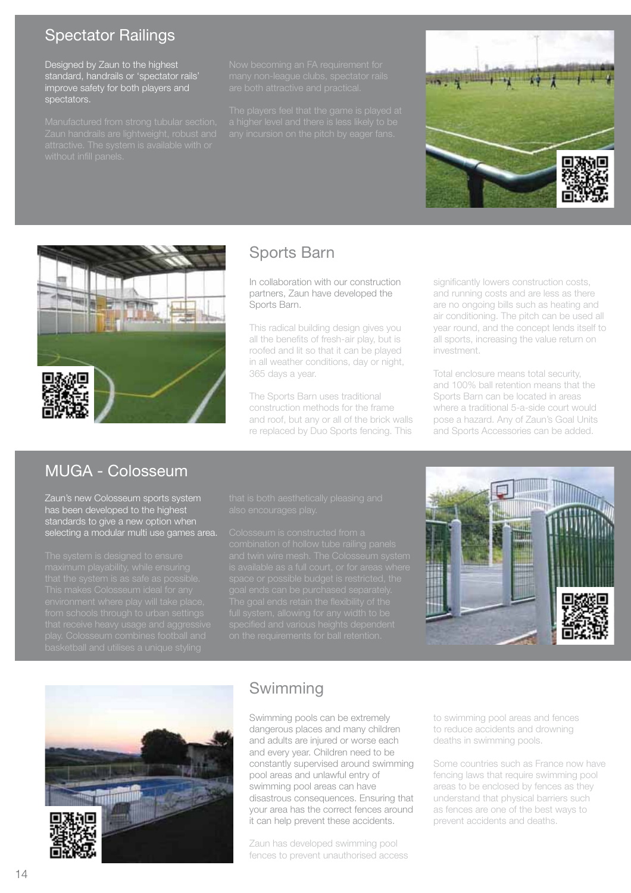## Spectator Railings

Designed by Zaun to the highest standard, handrails or 'spectator rails' improve safety for both players and spectators.

Manufactured from strong tubular section, Zaun handrails are lightweight, robust and attractive. The system is available with or without infill panels.

Now becoming an FA requirement for many non-league clubs, spectator rails are both attractive and practical.

The players feel that the game is played at a higher level and there is less likely to be any incursion on the pitch by eager fans.

## Sports Barn

In collaboration with our construction partners, Zaun have developed the Sports Barn.

This radical building design gives you all the benefits of fresh-air play, but is roofed and lit so that it can be played in all weather conditions, day or night, 365 days a year.

The Sports Barn uses traditional construction methods for the frame and roof, but any or all of the brick walls re replaced by Duo Sports fencing. This significantly lowers construction costs, and running costs and are less as there are no ongoing bills such as heating and air conditioning. The pitch can be used all year round, and the concept lends itself to all sports, increasing the value return on investment.

Total enclosure means total security, and 100% ball retention means that the Sports Barn can be located in areas where a traditional 5-a-side court would pose a hazard. Any of Zaun's Goal Units and Sports Accessories can be added.

## MUGA - Colosseum

Zaun's new Colosseum sports system has been developed to the highest standards to give a new option when selecting a modular multi use games area.

The system is designed to ensure maximum playability, while ensuring that the system is as safe as possible. This makes Colosseum ideal for any environment where play will take place, from schools through to urban settings that receive heavy usage and aggressive play. Colosseum combines football and basketball and utilises a unique styling that is both aesthetically pleasing and also encourages play.

Colosseum is constructed from a combination of hollow tube railing panels and twin wire mesh. The Colosseum system is available as a full court, or for areas where space or possible budget is restricted, the goal ends can be purchased separately. The goal ends retain the flexibility of the full system, allowing for any width to be specified and various heights dependent on the requirements for ball retention.

## Swimming

Swimming pools can be extremely dangerous places and many children and adults are injured or worse each and every year. Children need to be constantly supervised around swimming pool areas and unlawful entry of swimming pool areas can have disastrous consequences. Ensuring that your area has the correct fences around it can help prevent these accidents.

Zaun has developed swimming pool fences to prevent unauthorised access to swimming pool areas and fences to reduce accidents and drowning deaths in swimming pools.

Some countries such as France now have fencing laws that require swimming pool areas to be enclosed by fences as they understand that physical barriers such as fences are one of the best ways to prevent accidents and deaths.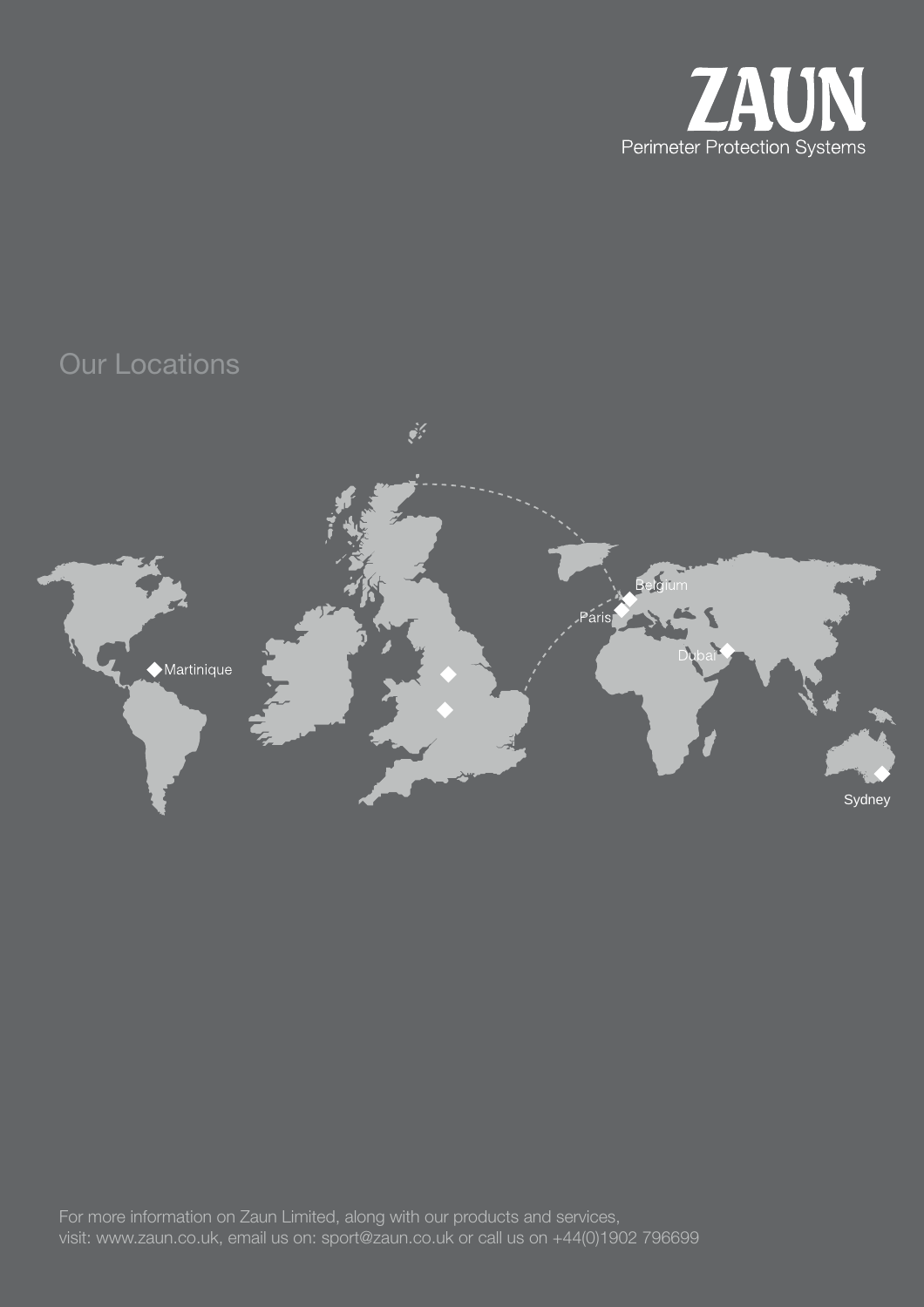**ZAUN**
Perimeter Protection Systems

## Our Locations

Martinique

Paris

Belgium

Dubai

Sydney

For more information on Zaun Limited, along with our products and services,
visit: www.zaun.co.uk, email us on: sport@zaun.co.uk or call us on +44(0)1902 796699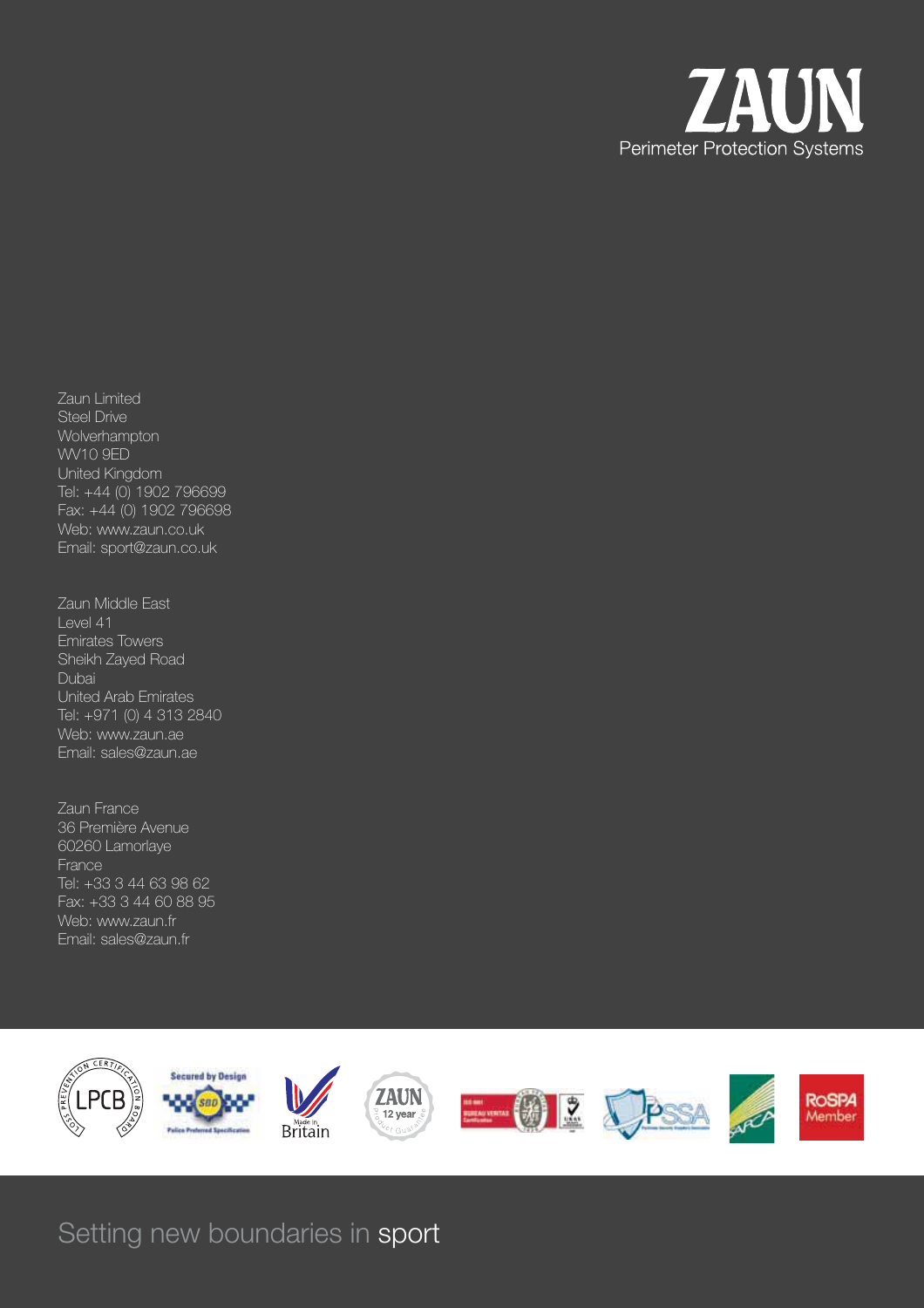# ZAUN

Perimeter Protection Systems

Zaun Limited
Steel Drive
Wolverhampton
WV10 9ED
United Kingdom
Tel: +44 (0) 1902 796699
Fax: +44 (0) 1902 796698
Web: www.zaun.co.uk
Email: sport@zaun.co.uk

Zaun Middle East
Level 41
Emirates Towers
Sheikh Zayed Road
Dubai
United Arab Emirates
Tel: +971 (0) 4 313 2840
Web: www.zaun.ae
Email: sales@zaun.ae

Zaun France
36 Première Avenue
60260 Lamorlaye
France
Tel: +33 3 44 63 98 62
Fax: +33 3 44 60 88 95
Web: www.zaun.fr
Email: sales@zaun.fr

LPCB — Loss Prevention Certification Board
Secured by Design — SBD — Police Preferred Specification
Made in Britain
ZAUN 12 year Product Guarantee
ISO 9001 Bureau Veritas Certification — UKAS
PSSA
FCA
RoSPA Member

Setting new boundaries in sport